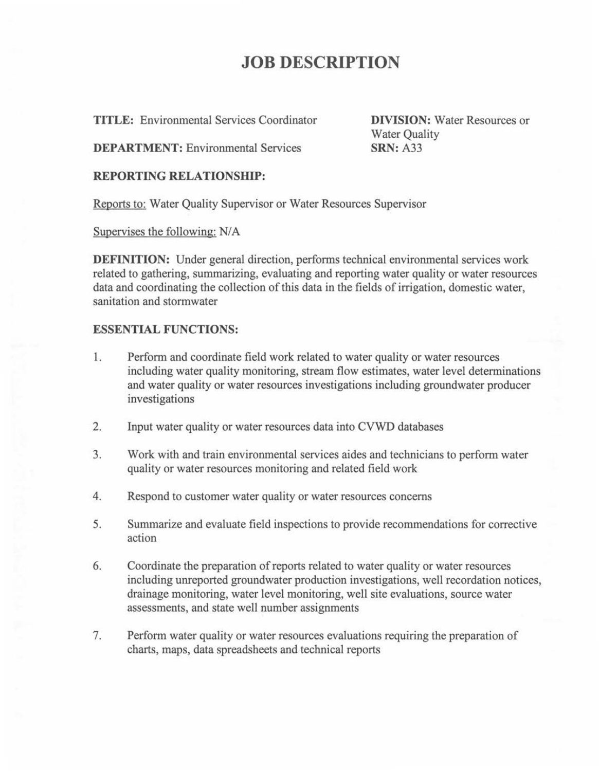# JOB DESCRIPTION

**TITLE:** Environmental Services Coordinator

**DEPARTMENT:** Environmental Services

**DIVISION:** Water Resources or Water Quality

**SRN:** A33

**REPORTING RELATIONSHIP:**

Reports to: Water Quality Supervisor or Water Resources Supervisor

Supervises the following: N/A

**DEFINITION:** Under general direction, performs technical environmental services work related to gathering, summarizing, evaluating and reporting water quality or water resources data and coordinating the collection of this data in the fields of irrigation, domestic water, sanitation and stormwater

**ESSENTIAL FUNCTIONS:**

1. Perform and coordinate field work related to water quality or water resources including water quality monitoring, stream flow estimates, water level determinations and water quality or water resources investigations including groundwater producer investigations

2. Input water quality or water resources data into CVWD databases

3. Work with and train environmental services aides and technicians to perform water quality or water resources monitoring and related field work

4. Respond to customer water quality or water resources concerns

5. Summarize and evaluate field inspections to provide recommendations for corrective action

6. Coordinate the preparation of reports related to water quality or water resources including unreported groundwater production investigations, well recordation notices, drainage monitoring, water level monitoring, well site evaluations, source water assessments, and state well number assignments

7. Perform water quality or water resources evaluations requiring the preparation of charts, maps, data spreadsheets and technical reports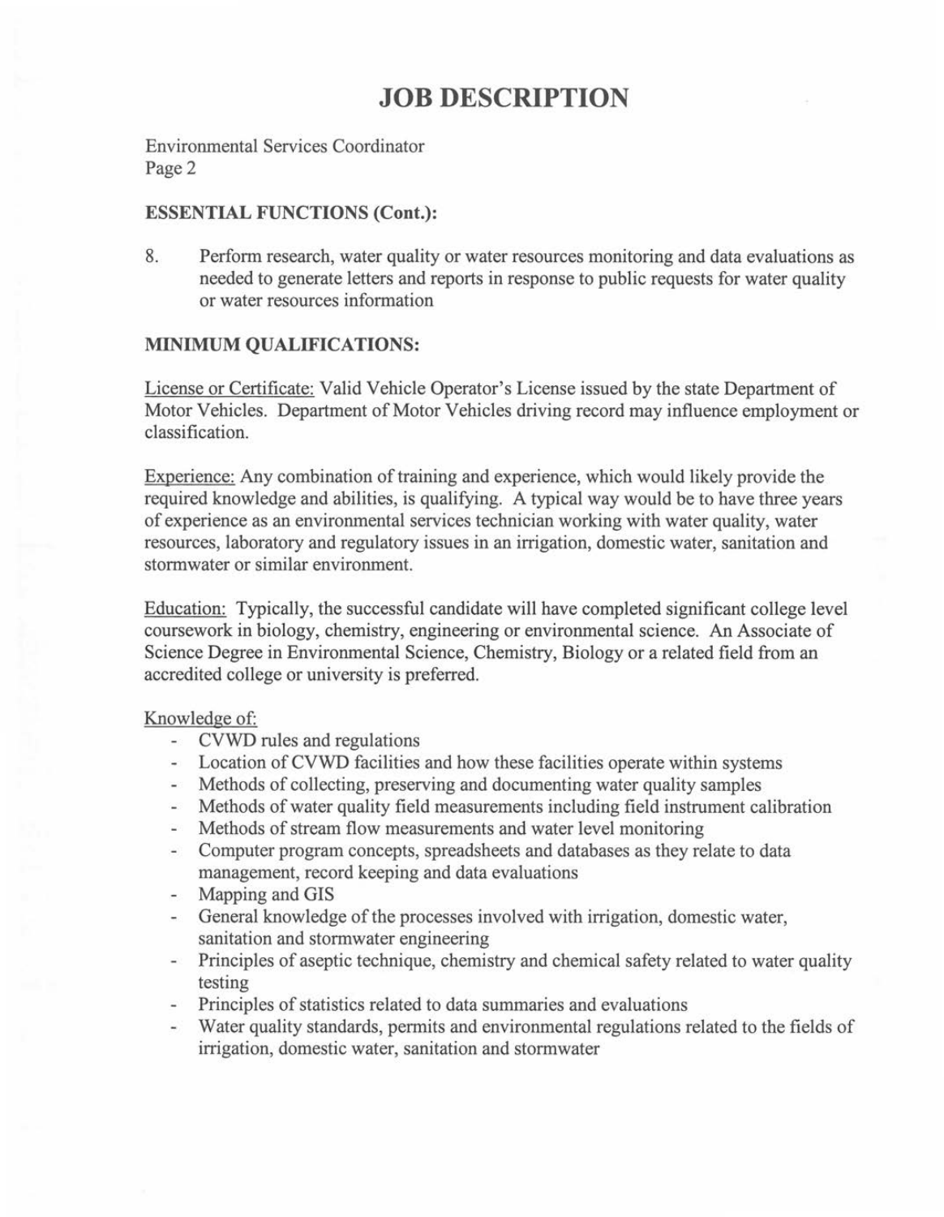# JOB DESCRIPTION

Environmental Services Coordinator
Page 2

**ESSENTIAL FUNCTIONS (Cont.):**

8. Perform research, water quality or water resources monitoring and data evaluations as needed to generate letters and reports in response to public requests for water quality or water resources information

**MINIMUM QUALIFICATIONS:**

License or Certificate: Valid Vehicle Operator's License issued by the state Department of Motor Vehicles. Department of Motor Vehicles driving record may influence employment or classification.

Experience: Any combination of training and experience, which would likely provide the required knowledge and abilities, is qualifying. A typical way would be to have three years of experience as an environmental services technician working with water quality, water resources, laboratory and regulatory issues in an irrigation, domestic water, sanitation and stormwater or similar environment.

Education: Typically, the successful candidate will have completed significant college level coursework in biology, chemistry, engineering or environmental science. An Associate of Science Degree in Environmental Science, Chemistry, Biology or a related field from an accredited college or university is preferred.

Knowledge of:

- CVWD rules and regulations
- Location of CVWD facilities and how these facilities operate within systems
- Methods of collecting, preserving and documenting water quality samples
- Methods of water quality field measurements including field instrument calibration
- Methods of stream flow measurements and water level monitoring
- Computer program concepts, spreadsheets and databases as they relate to data management, record keeping and data evaluations
- Mapping and GIS
- General knowledge of the processes involved with irrigation, domestic water, sanitation and stormwater engineering
- Principles of aseptic technique, chemistry and chemical safety related to water quality testing
- Principles of statistics related to data summaries and evaluations
- Water quality standards, permits and environmental regulations related to the fields of irrigation, domestic water, sanitation and stormwater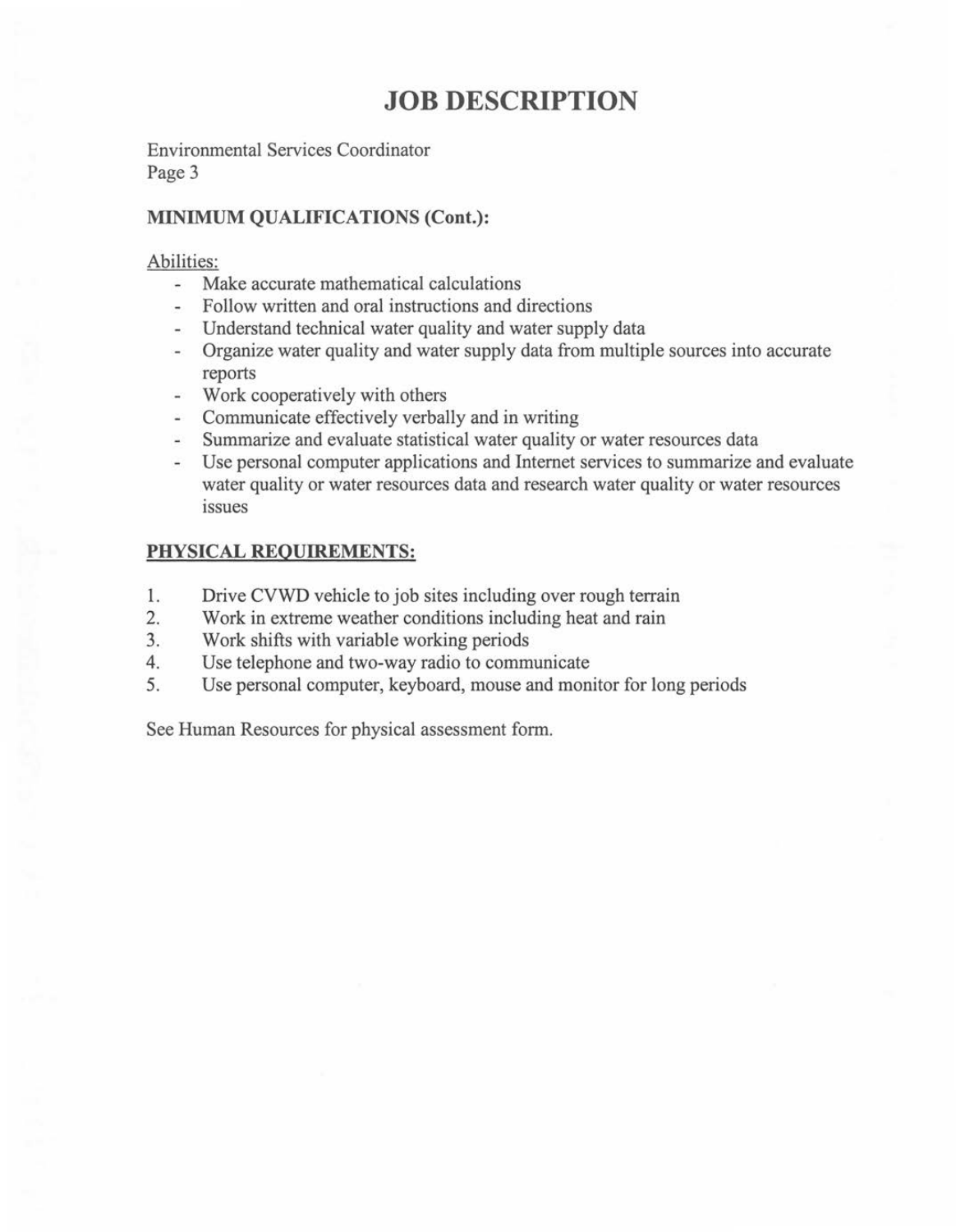# JOB DESCRIPTION

Environmental Services Coordinator
Page 3

**MINIMUM QUALIFICATIONS (Cont.):**

Abilities:

- Make accurate mathematical calculations
- Follow written and oral instructions and directions
- Understand technical water quality and water supply data
- Organize water quality and water supply data from multiple sources into accurate reports
- Work cooperatively with others
- Communicate effectively verbally and in writing
- Summarize and evaluate statistical water quality or water resources data
- Use personal computer applications and Internet services to summarize and evaluate water quality or water resources data and research water quality or water resources issues

**PHYSICAL REQUIREMENTS:**

1. Drive CVWD vehicle to job sites including over rough terrain
2. Work in extreme weather conditions including heat and rain
3. Work shifts with variable working periods
4. Use telephone and two-way radio to communicate
5. Use personal computer, keyboard, mouse and monitor for long periods

See Human Resources for physical assessment form.